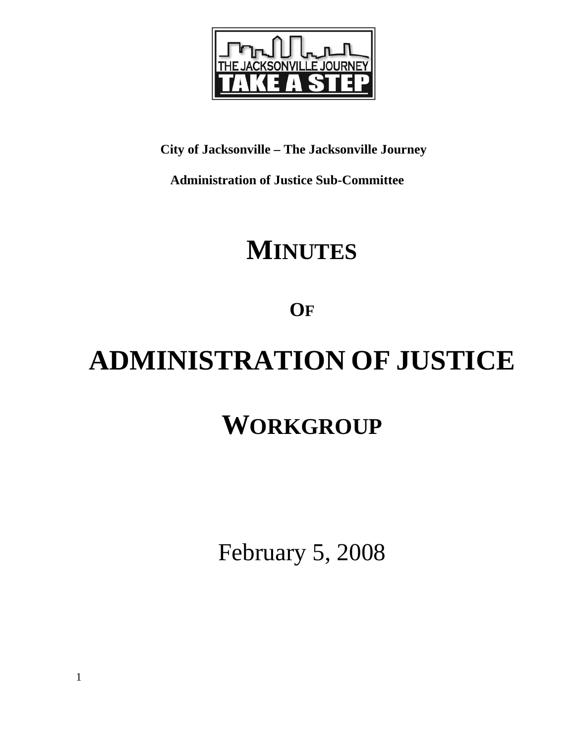**City of Jacksonville – The Jacksonville Journey**

**Administration of Justice Sub-Committee**

# MINUTES

## OF

# ADMINISTRATION OF JUSTICE

# WORKGROUP

February 5, 2008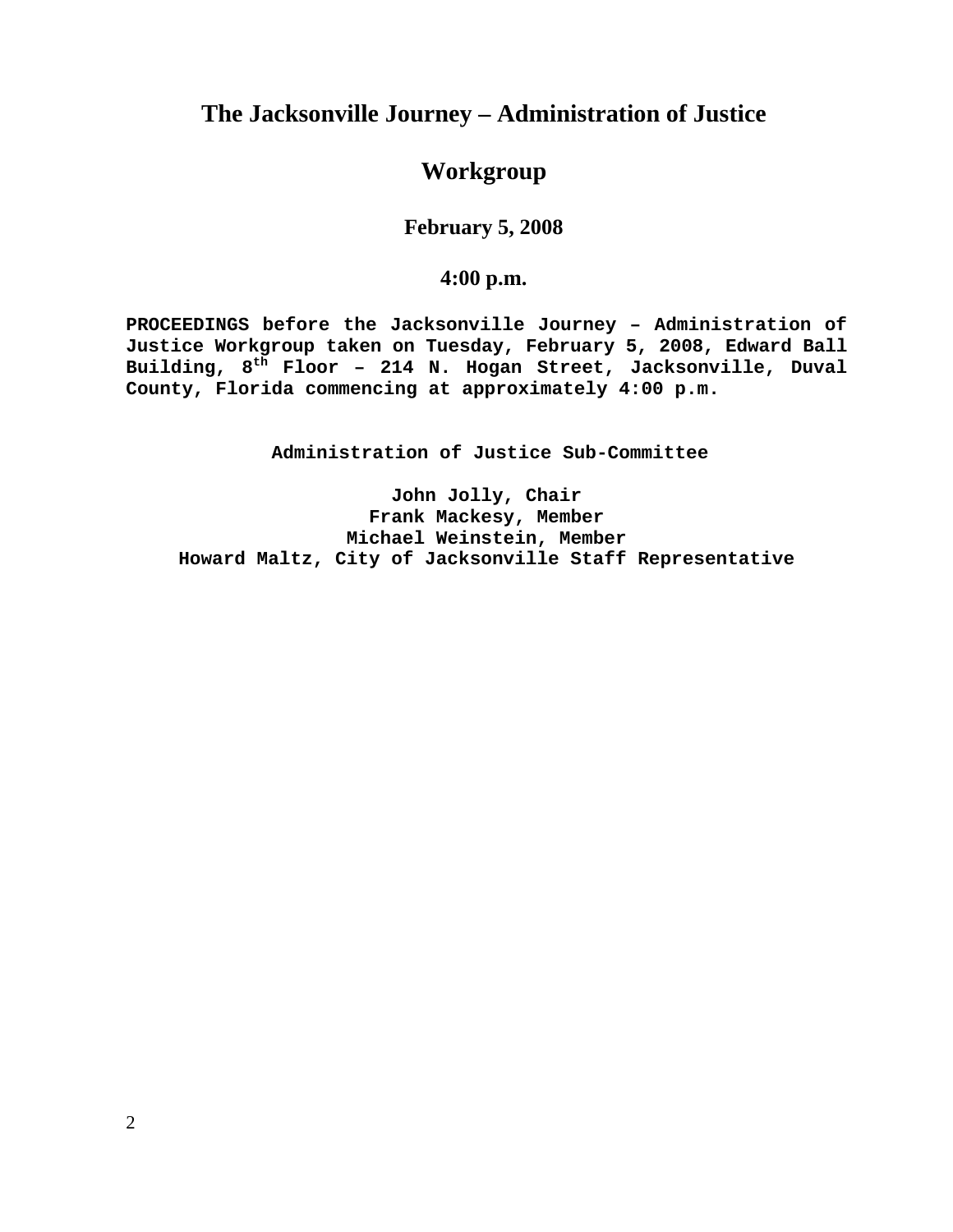# The Jacksonville Journey – Administration of Justice

# Workgroup

**February 5, 2008**

**4:00 p.m.**

**PROCEEDINGS before the Jacksonville Journey – Administration of Justice Workgroup taken on Tuesday, February 5, 2008, Edward Ball Building, 8th Floor – 214 N. Hogan Street, Jacksonville, Duval County, Florida commencing at approximately 4:00 p.m.**

**Administration of Justice Sub-Committee**

**John Jolly, Chair**
**Frank Mackesy, Member**
**Michael Weinstein, Member**
**Howard Maltz, City of Jacksonville Staff Representative**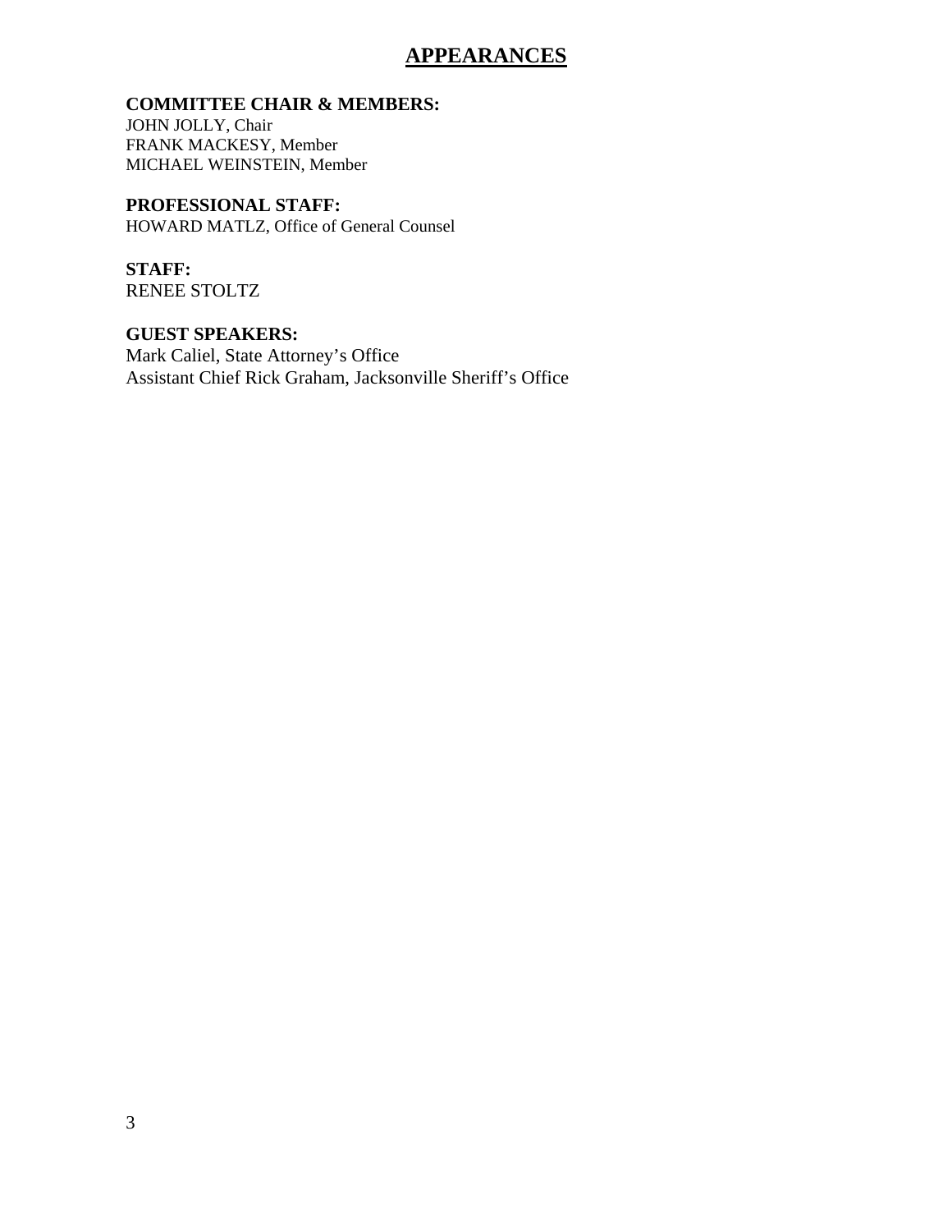# APPEARANCES

**COMMITTEE CHAIR & MEMBERS:**
JOHN JOLLY, Chair
FRANK MACKESY, Member
MICHAEL WEINSTEIN, Member

**PROFESSIONAL STAFF:**
HOWARD MATLZ, Office of General Counsel

**STAFF:**
RENEE STOLTZ

**GUEST SPEAKERS:**
Mark Caliel, State Attorney's Office
Assistant Chief Rick Graham, Jacksonville Sheriff's Office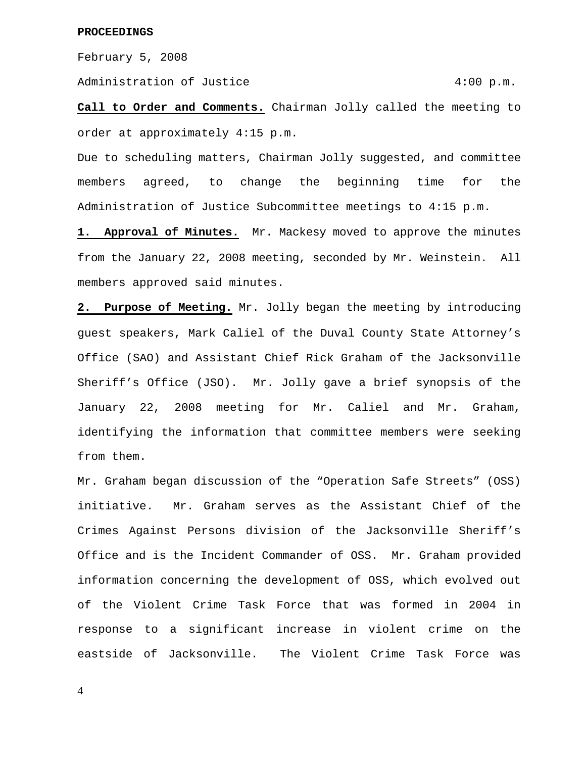**PROCEEDINGS**

February 5, 2008

Administration of Justice 4:00 p.m.

**Call to Order and Comments.** Chairman Jolly called the meeting to order at approximately 4:15 p.m.

Due to scheduling matters, Chairman Jolly suggested, and committee members agreed, to change the beginning time for the Administration of Justice Subcommittee meetings to 4:15 p.m.

**1. Approval of Minutes.** Mr. Mackesy moved to approve the minutes from the January 22, 2008 meeting, seconded by Mr. Weinstein. All members approved said minutes.

**2. Purpose of Meeting.** Mr. Jolly began the meeting by introducing guest speakers, Mark Caliel of the Duval County State Attorney's Office (SAO) and Assistant Chief Rick Graham of the Jacksonville Sheriff's Office (JSO). Mr. Jolly gave a brief synopsis of the January 22, 2008 meeting for Mr. Caliel and Mr. Graham, identifying the information that committee members were seeking from them.

Mr. Graham began discussion of the "Operation Safe Streets" (OSS) initiative. Mr. Graham serves as the Assistant Chief of the Crimes Against Persons division of the Jacksonville Sheriff's Office and is the Incident Commander of OSS. Mr. Graham provided information concerning the development of OSS, which evolved out of the Violent Crime Task Force that was formed in 2004 in response to a significant increase in violent crime on the eastside of Jacksonville. The Violent Crime Task Force was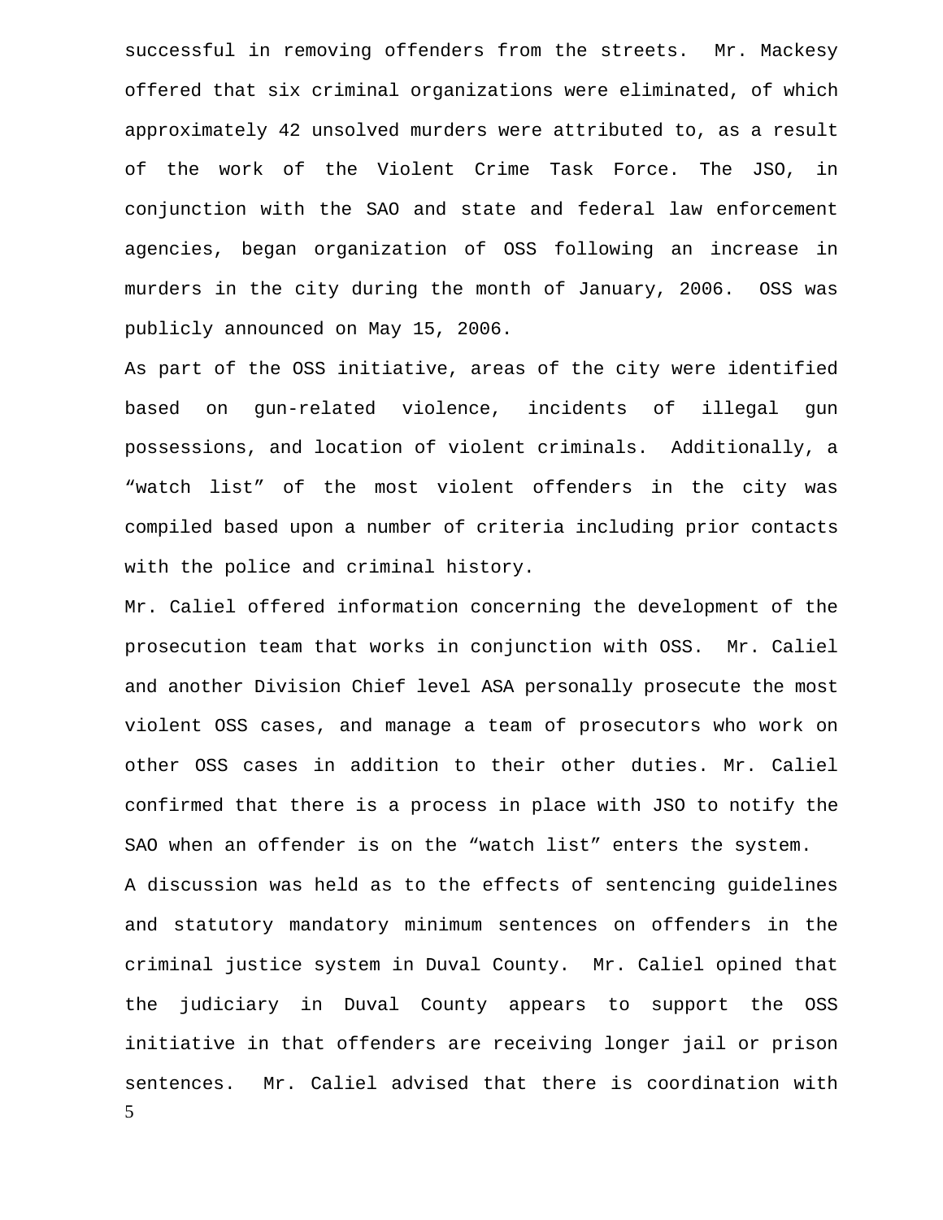successful in removing offenders from the streets. Mr. Mackesy offered that six criminal organizations were eliminated, of which approximately 42 unsolved murders were attributed to, as a result of the work of the Violent Crime Task Force. The JSO, in conjunction with the SAO and state and federal law enforcement agencies, began organization of OSS following an increase in murders in the city during the month of January, 2006. OSS was publicly announced on May 15, 2006.

As part of the OSS initiative, areas of the city were identified based on gun-related violence, incidents of illegal gun possessions, and location of violent criminals. Additionally, a "watch list" of the most violent offenders in the city was compiled based upon a number of criteria including prior contacts with the police and criminal history.

Mr. Caliel offered information concerning the development of the prosecution team that works in conjunction with OSS. Mr. Caliel and another Division Chief level ASA personally prosecute the most violent OSS cases, and manage a team of prosecutors who work on other OSS cases in addition to their other duties. Mr. Caliel confirmed that there is a process in place with JSO to notify the SAO when an offender is on the "watch list" enters the system.

A discussion was held as to the effects of sentencing guidelines and statutory mandatory minimum sentences on offenders in the criminal justice system in Duval County. Mr. Caliel opined that the judiciary in Duval County appears to support the OSS initiative in that offenders are receiving longer jail or prison sentences. Mr. Caliel advised that there is coordination with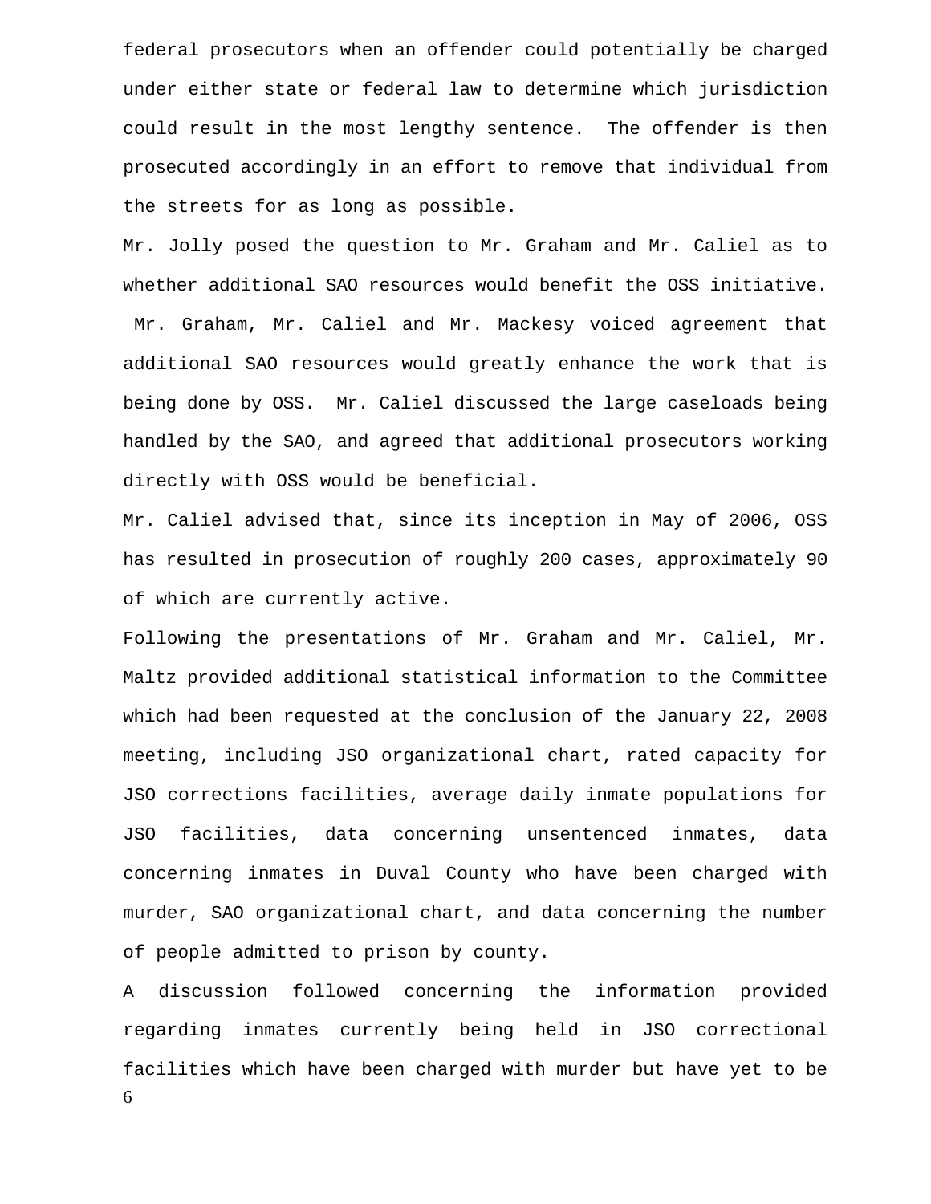federal prosecutors when an offender could potentially be charged under either state or federal law to determine which jurisdiction could result in the most lengthy sentence. The offender is then prosecuted accordingly in an effort to remove that individual from the streets for as long as possible.

Mr. Jolly posed the question to Mr. Graham and Mr. Caliel as to whether additional SAO resources would benefit the OSS initiative. Mr. Graham, Mr. Caliel and Mr. Mackesy voiced agreement that additional SAO resources would greatly enhance the work that is being done by OSS. Mr. Caliel discussed the large caseloads being handled by the SAO, and agreed that additional prosecutors working directly with OSS would be beneficial.

Mr. Caliel advised that, since its inception in May of 2006, OSS has resulted in prosecution of roughly 200 cases, approximately 90 of which are currently active.

Following the presentations of Mr. Graham and Mr. Caliel, Mr. Maltz provided additional statistical information to the Committee which had been requested at the conclusion of the January 22, 2008 meeting, including JSO organizational chart, rated capacity for JSO corrections facilities, average daily inmate populations for JSO facilities, data concerning unsentenced inmates, data concerning inmates in Duval County who have been charged with murder, SAO organizational chart, and data concerning the number of people admitted to prison by county.

A discussion followed concerning the information provided regarding inmates currently being held in JSO correctional facilities which have been charged with murder but have yet to be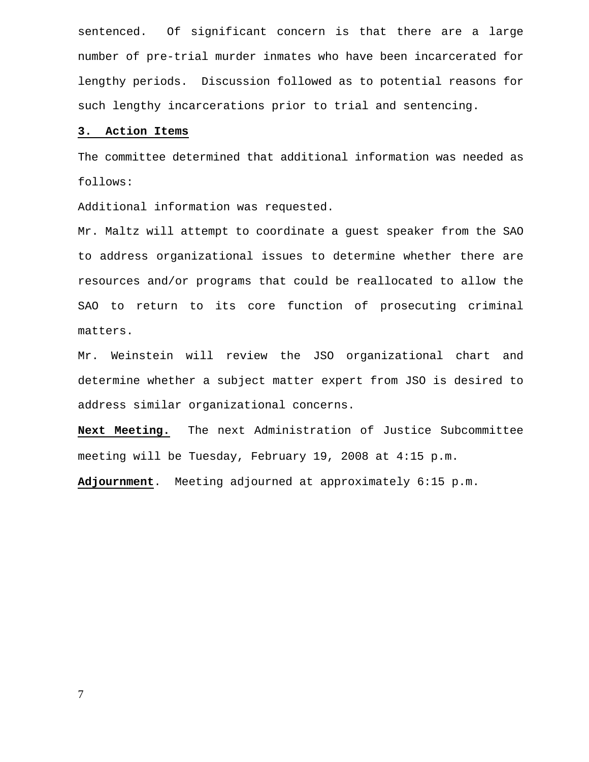sentenced. Of significant concern is that there are a large number of pre-trial murder inmates who have been incarcerated for lengthy periods. Discussion followed as to potential reasons for such lengthy incarcerations prior to trial and sentencing.

**3. Action Items**

The committee determined that additional information was needed as follows:

Additional information was requested.

Mr. Maltz will attempt to coordinate a guest speaker from the SAO to address organizational issues to determine whether there are resources and/or programs that could be reallocated to allow the SAO to return to its core function of prosecuting criminal matters.

Mr. Weinstein will review the JSO organizational chart and determine whether a subject matter expert from JSO is desired to address similar organizational concerns.

**Next Meeting.** The next Administration of Justice Subcommittee meeting will be Tuesday, February 19, 2008 at 4:15 p.m.

**Adjournment**. Meeting adjourned at approximately 6:15 p.m.